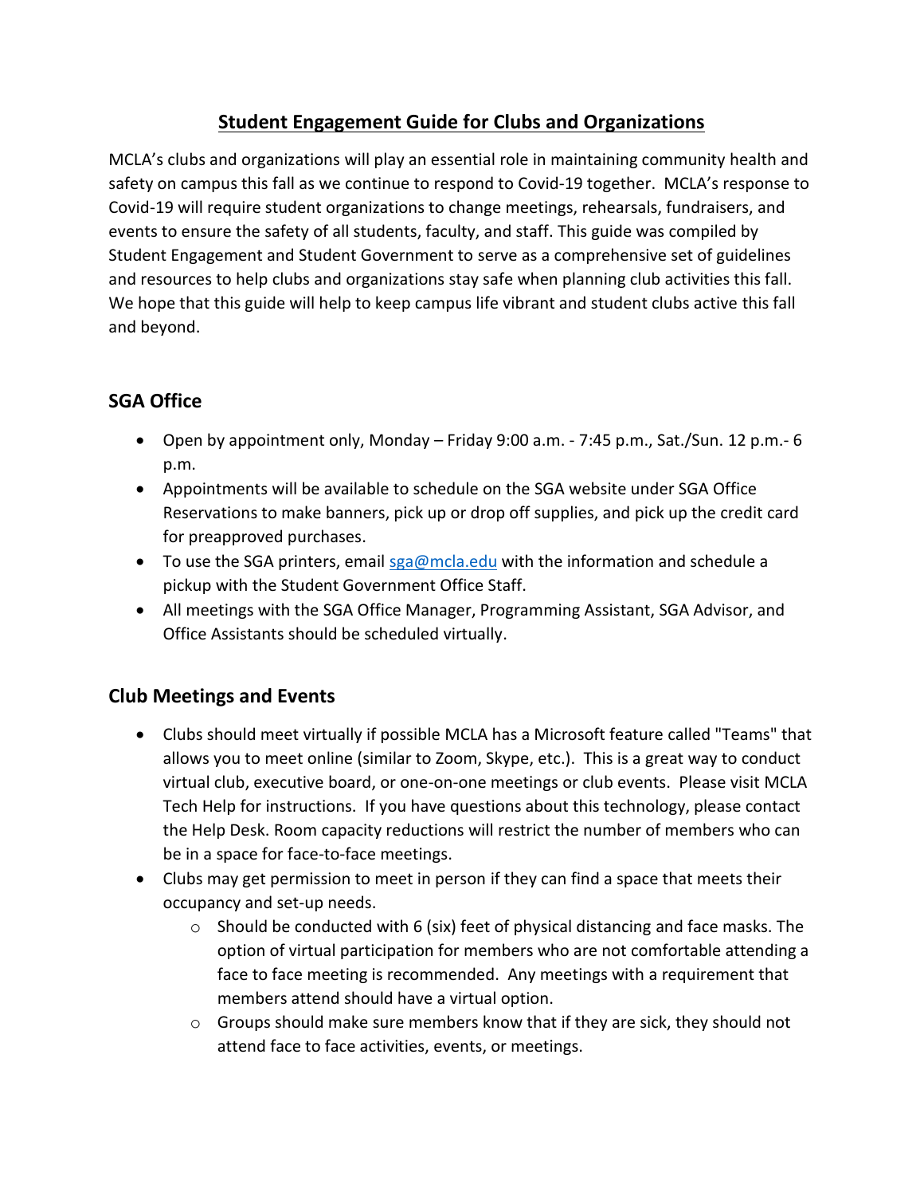# Student Engagement Guide for Clubs and Organizations

MCLA's clubs and organizations will play an essential role in maintaining community health and safety on campus this fall as we continue to respond to Covid-19 together. MCLA's response to Covid-19 will require student organizations to change meetings, rehearsals, fundraisers, and events to ensure the safety of all students, faculty, and staff. This guide was compiled by Student Engagement and Student Government to serve as a comprehensive set of guidelines and resources to help clubs and organizations stay safe when planning club activities this fall. We hope that this guide will help to keep campus life vibrant and student clubs active this fall and beyond.

## SGA Office

- Open by appointment only, Monday – Friday 9:00 a.m. - 7:45 p.m., Sat./Sun. 12 p.m.- 6 p.m.
- Appointments will be available to schedule on the SGA website under SGA Office Reservations to make banners, pick up or drop off supplies, and pick up the credit card for preapproved purchases.
- To use the SGA printers, email sga@mcla.edu with the information and schedule a pickup with the Student Government Office Staff.
- All meetings with the SGA Office Manager, Programming Assistant, SGA Advisor, and Office Assistants should be scheduled virtually.

## Club Meetings and Events

- Clubs should meet virtually if possible MCLA has a Microsoft feature called "Teams" that allows you to meet online (similar to Zoom, Skype, etc.). This is a great way to conduct virtual club, executive board, or one-on-one meetings or club events. Please visit MCLA Tech Help for instructions. If you have questions about this technology, please contact the Help Desk. Room capacity reductions will restrict the number of members who can be in a space for face-to-face meetings.
- Clubs may get permission to meet in person if they can find a space that meets their occupancy and set-up needs.
  - Should be conducted with 6 (six) feet of physical distancing and face masks. The option of virtual participation for members who are not comfortable attending a face to face meeting is recommended. Any meetings with a requirement that members attend should have a virtual option.
  - Groups should make sure members know that if they are sick, they should not attend face to face activities, events, or meetings.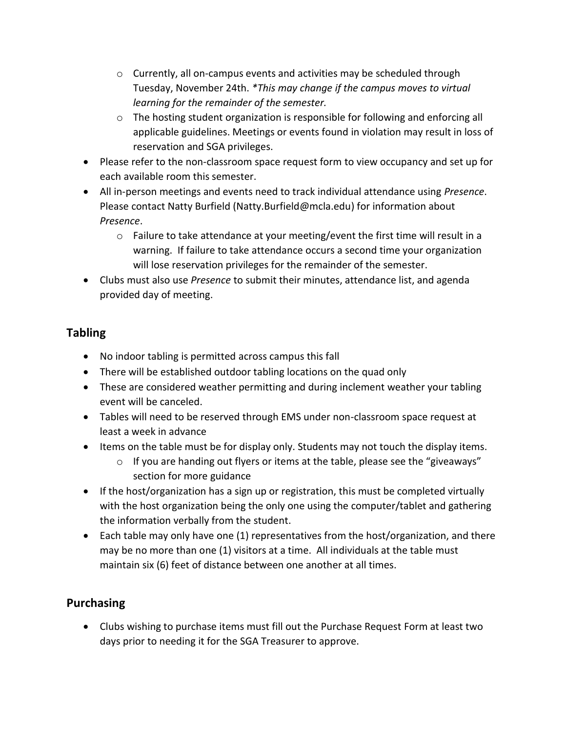- Currently, all on-campus events and activities may be scheduled through Tuesday, November 24th. *\*This may change if the campus moves to virtual learning for the remainder of the semester.*
    - The hosting student organization is responsible for following and enforcing all applicable guidelines. Meetings or events found in violation may result in loss of reservation and SGA privileges.
- Please refer to the non-classroom space request form to view occupancy and set up for each available room this semester.
- All in-person meetings and events need to track individual attendance using *Presence*. Please contact Natty Burfield (Natty.Burfield@mcla.edu) for information about *Presence*.
    - Failure to take attendance at your meeting/event the first time will result in a warning. If failure to take attendance occurs a second time your organization will lose reservation privileges for the remainder of the semester.
- Clubs must also use *Presence* to submit their minutes, attendance list, and agenda provided day of meeting.

## Tabling

- No indoor tabling is permitted across campus this fall
- There will be established outdoor tabling locations on the quad only
- These are considered weather permitting and during inclement weather your tabling event will be canceled.
- Tables will need to be reserved through EMS under non-classroom space request at least a week in advance
- Items on the table must be for display only. Students may not touch the display items.
    - If you are handing out flyers or items at the table, please see the "giveaways" section for more guidance
- If the host/organization has a sign up or registration, this must be completed virtually with the host organization being the only one using the computer/tablet and gathering the information verbally from the student.
- Each table may only have one (1) representatives from the host/organization, and there may be no more than one (1) visitors at a time. All individuals at the table must maintain six (6) feet of distance between one another at all times.

## Purchasing

- Clubs wishing to purchase items must fill out the Purchase Request Form at least two days prior to needing it for the SGA Treasurer to approve.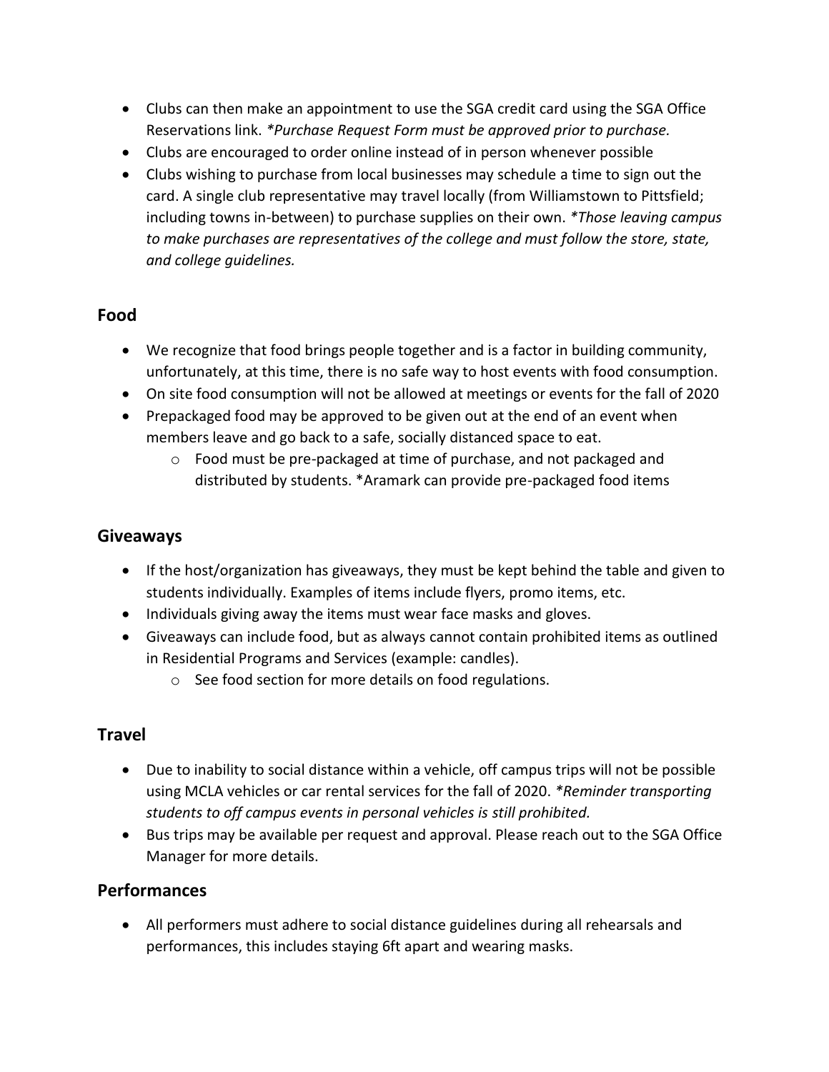- Clubs can then make an appointment to use the SGA credit card using the SGA Office Reservations link. *\*Purchase Request Form must be approved prior to purchase.*
- Clubs are encouraged to order online instead of in person whenever possible
- Clubs wishing to purchase from local businesses may schedule a time to sign out the card. A single club representative may travel locally (from Williamstown to Pittsfield; including towns in-between) to purchase supplies on their own. *\*Those leaving campus to make purchases are representatives of the college and must follow the store, state, and college guidelines.*

## Food

- We recognize that food brings people together and is a factor in building community, unfortunately, at this time, there is no safe way to host events with food consumption.
- On site food consumption will not be allowed at meetings or events for the fall of 2020
- Prepackaged food may be approved to be given out at the end of an event when members leave and go back to a safe, socially distanced space to eat.
    - Food must be pre-packaged at time of purchase, and not packaged and distributed by students. *Aramark can provide pre-packaged food items

## Giveaways

- If the host/organization has giveaways, they must be kept behind the table and given to students individually. Examples of items include flyers, promo items, etc.
- Individuals giving away the items must wear face masks and gloves.
- Giveaways can include food, but as always cannot contain prohibited items as outlined in Residential Programs and Services (example: candles).
    - See food section for more details on food regulations.

## Travel

- Due to inability to social distance within a vehicle, off campus trips will not be possible using MCLA vehicles or car rental services for the fall of 2020. *\*Reminder transporting students to off campus events in personal vehicles is still prohibited.*
- Bus trips may be available per request and approval. Please reach out to the SGA Office Manager for more details.

## Performances

- All performers must adhere to social distance guidelines during all rehearsals and performances, this includes staying 6ft apart and wearing masks.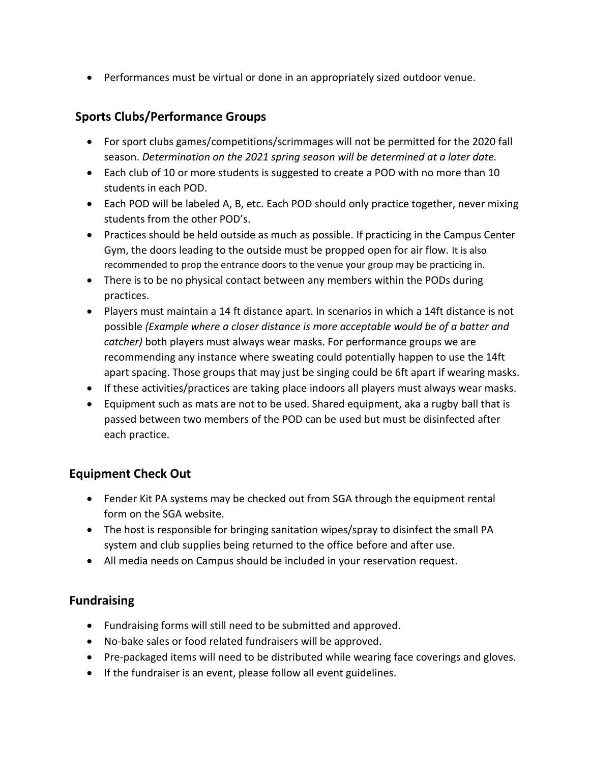- Performances must be virtual or done in an appropriately sized outdoor venue.

## Sports Clubs/Performance Groups

- For sport clubs games/competitions/scrimmages will not be permitted for the 2020 fall season. *Determination on the 2021 spring season will be determined at a later date.*
- Each club of 10 or more students is suggested to create a POD with no more than 10 students in each POD.
- Each POD will be labeled A, B, etc. Each POD should only practice together, never mixing students from the other POD's.
- Practices should be held outside as much as possible. If practicing in the Campus Center Gym, the doors leading to the outside must be propped open for air flow. It is also recommended to prop the entrance doors to the venue your group may be practicing in.
- There is to be no physical contact between any members within the PODs during practices.
- Players must maintain a 14 ft distance apart. In scenarios in which a 14ft distance is not possible *(Example where a closer distance is more acceptable would be of a batter and catcher)* both players must always wear masks. For performance groups we are recommending any instance where sweating could potentially happen to use the 14ft apart spacing. Those groups that may just be singing could be 6ft apart if wearing masks.
- If these activities/practices are taking place indoors all players must always wear masks.
- Equipment such as mats are not to be used. Shared equipment, aka a rugby ball that is passed between two members of the POD can be used but must be disinfected after each practice.

## Equipment Check Out

- Fender Kit PA systems may be checked out from SGA through the equipment rental form on the SGA website.
- The host is responsible for bringing sanitation wipes/spray to disinfect the small PA system and club supplies being returned to the office before and after use.
- All media needs on Campus should be included in your reservation request.

## Fundraising

- Fundraising forms will still need to be submitted and approved.
- No-bake sales or food related fundraisers will be approved.
- Pre-packaged items will need to be distributed while wearing face coverings and gloves.
- If the fundraiser is an event, please follow all event guidelines.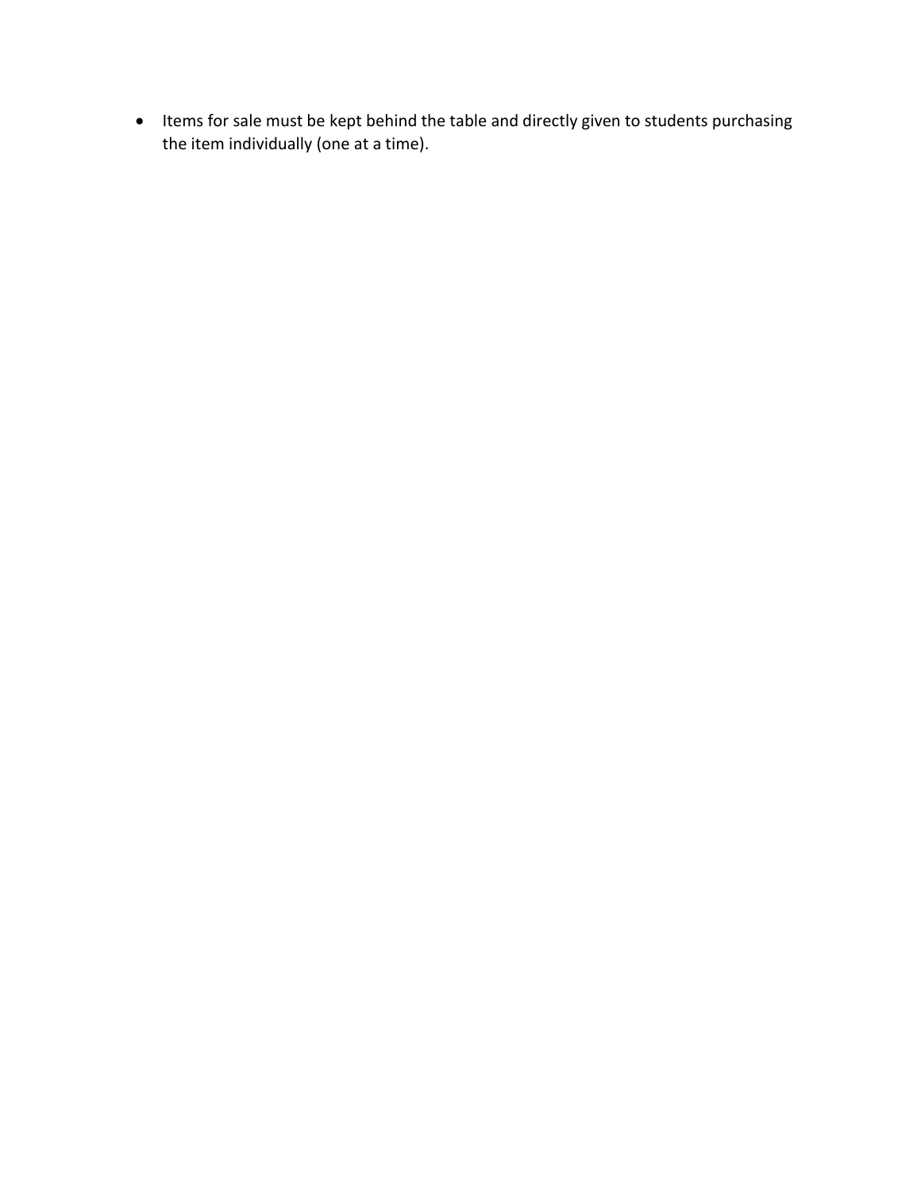- Items for sale must be kept behind the table and directly given to students purchasing the item individually (one at a time).